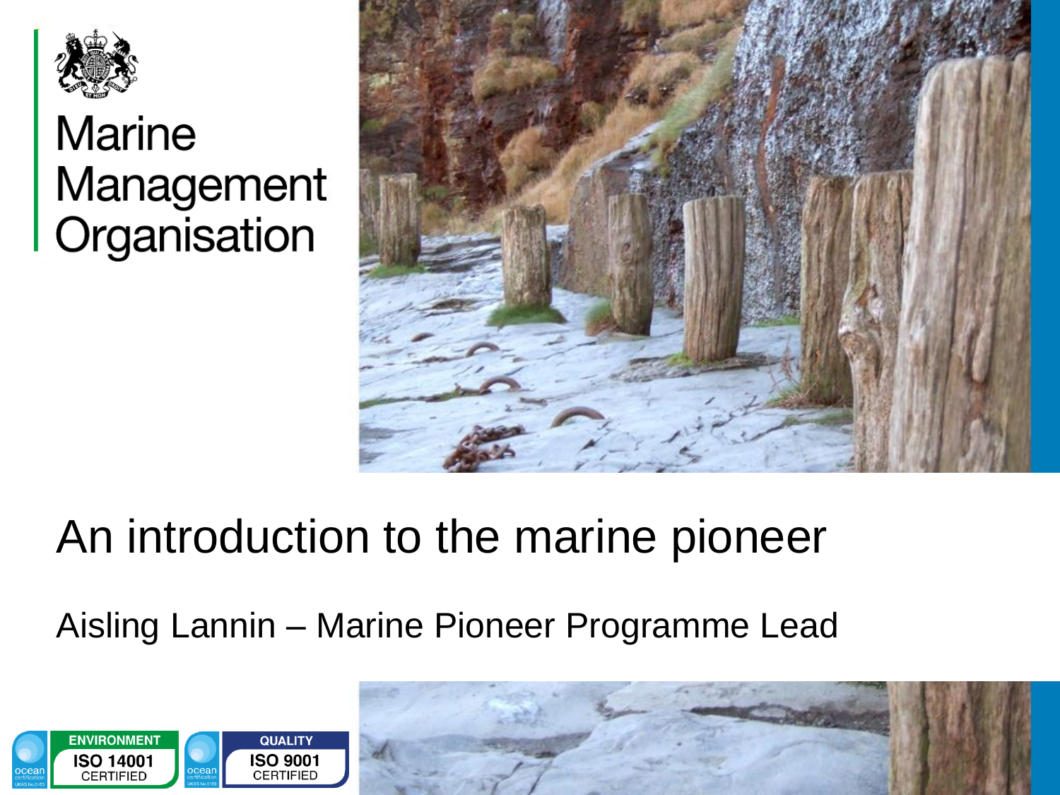Marine Management Organisation

# An introduction to the marine pioneer

Aisling Lannin – Marine Pioneer Programme Lead

ENVIRONMENT ISO 14001 CERTIFIED

QUALITY ISO 9001 CERTIFIED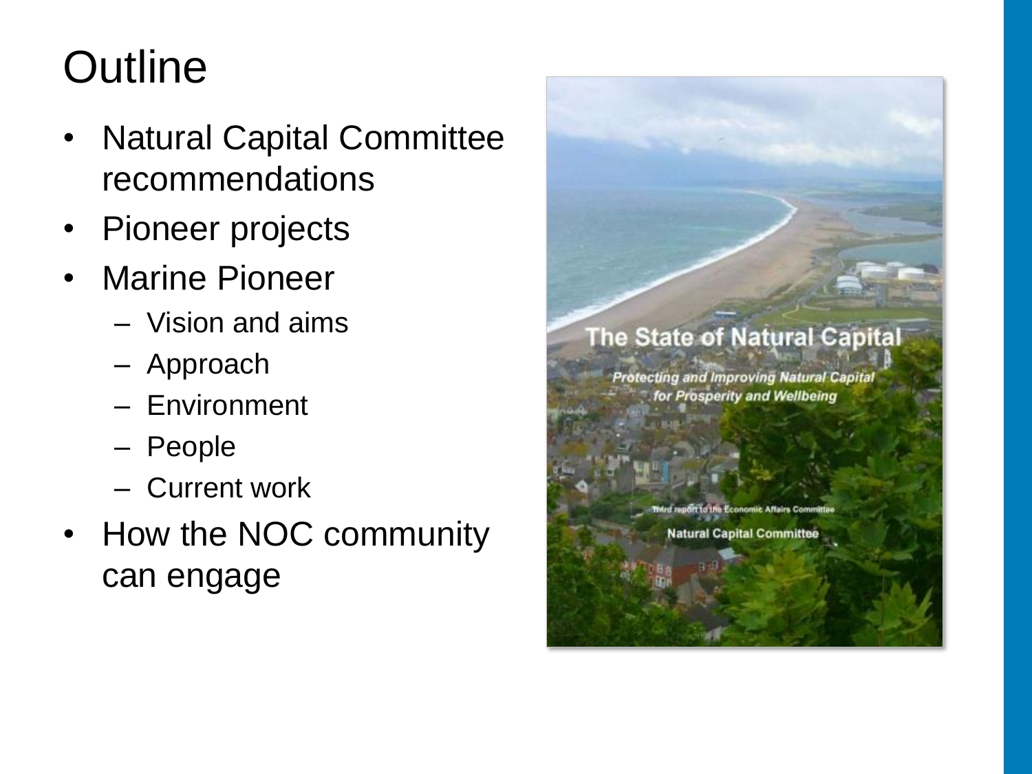# Outline

- Natural Capital Committee recommendations
- Pioneer projects
- Marine Pioneer
  - Vision and aims
  - Approach
  - Environment
  - People
  - Current work
- How the NOC community can engage

The State of Natural Capital

*Protecting and Improving Natural Capital for Prosperity and Wellbeing*

Third report to the Economic Affairs Committee

Natural Capital Committee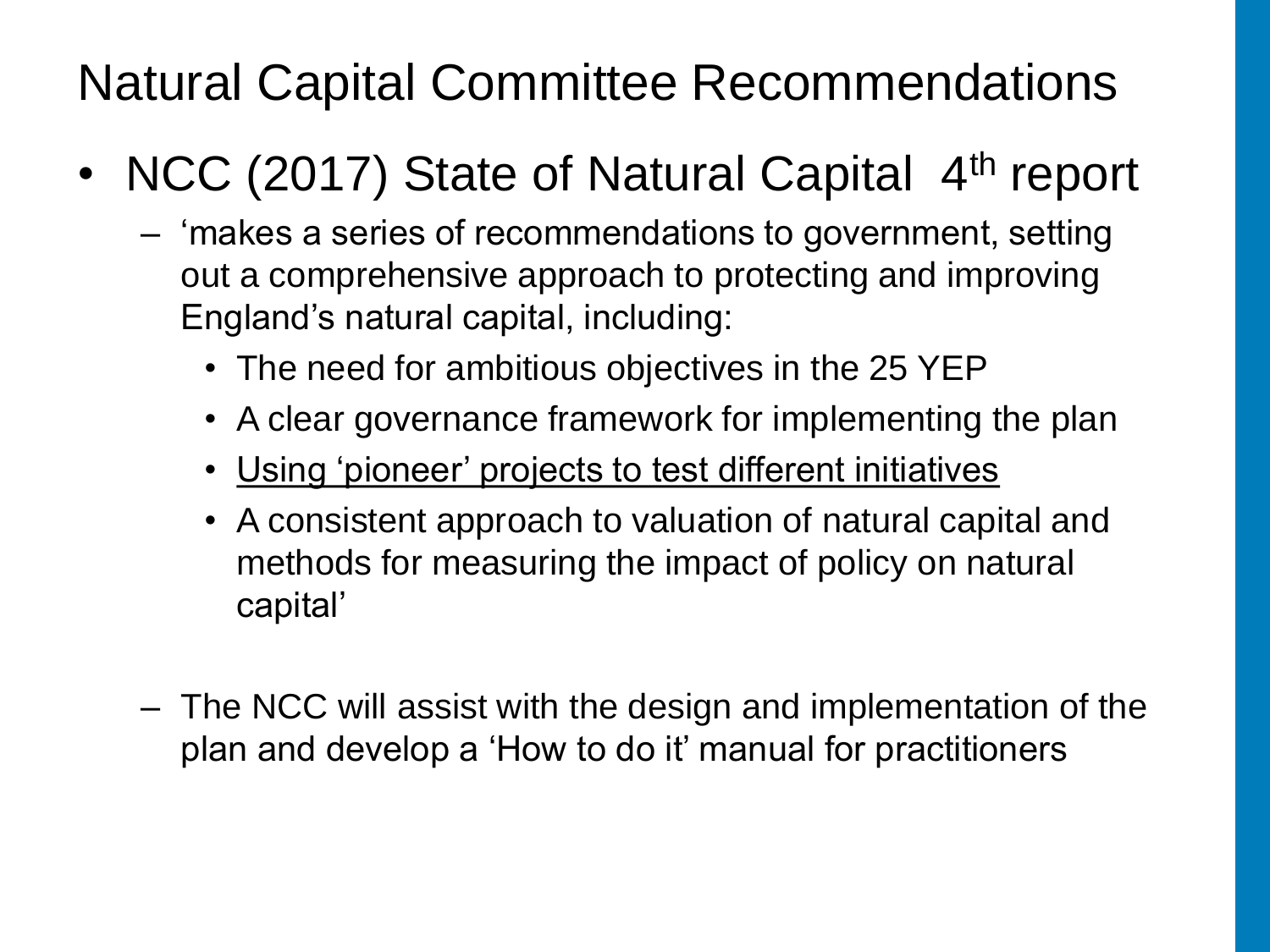# Natural Capital Committee Recommendations

- NCC (2017) State of Natural Capital 4th report
  - 'makes a series of recommendations to government, setting out a comprehensive approach to protecting and improving England's natural capital, including:
    - The need for ambitious objectives in the 25 YEP
    - A clear governance framework for implementing the plan
    - <u>Using 'pioneer' projects to test different initiatives</u>
    - A consistent approach to valuation of natural capital and methods for measuring the impact of policy on natural capital'
  - The NCC will assist with the design and implementation of the plan and develop a 'How to do it' manual for practitioners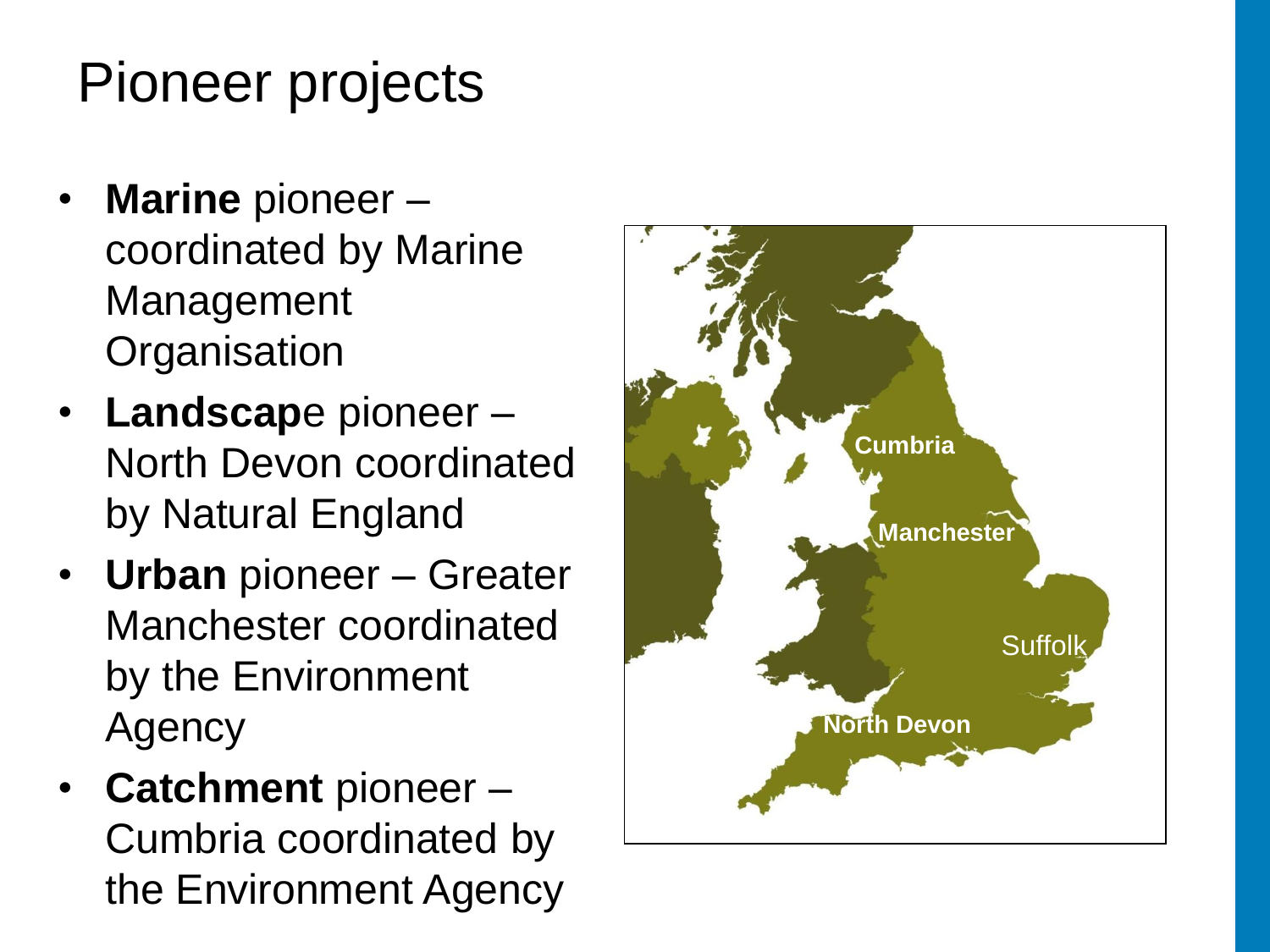# Pioneer projects

- **Marine** pioneer – coordinated by Marine Management Organisation
- **Landscap**e pioneer – North Devon coordinated by Natural England
- **Urban** pioneer – Greater Manchester coordinated by the Environment Agency
- **Catchment** pioneer – Cumbria coordinated by the Environment Agency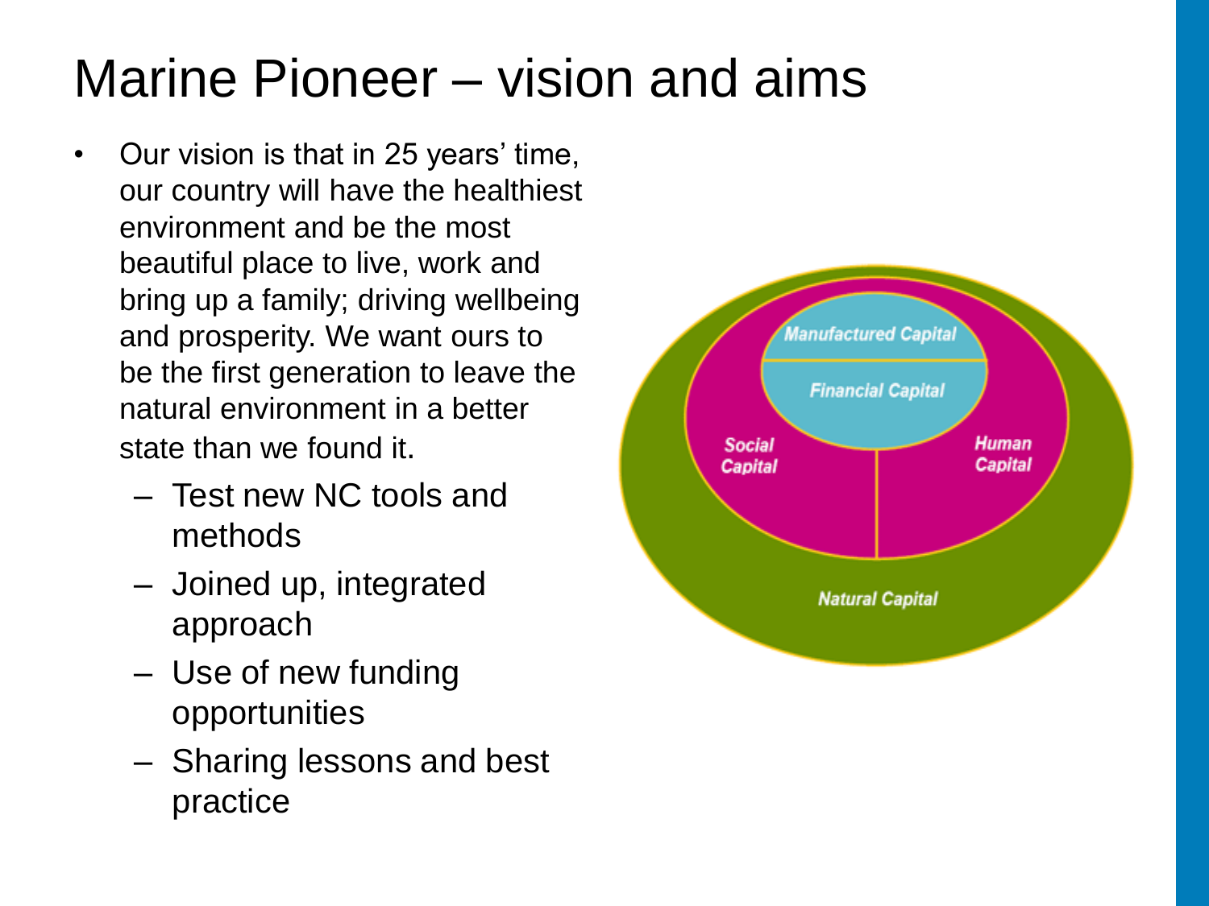# Marine Pioneer – vision and aims

- Our vision is that in 25 years' time, our country will have the healthiest environment and be the most beautiful place to live, work and bring up a family; driving wellbeing and prosperity. We want ours to be the first generation to leave the natural environment in a better state than we found it.
  - Test new NC tools and methods
  - Joined up, integrated approach
  - Use of new funding opportunities
  - Sharing lessons and best practice

Manufactured Capital

Financial Capital

Social Capital

Human Capital

Natural Capital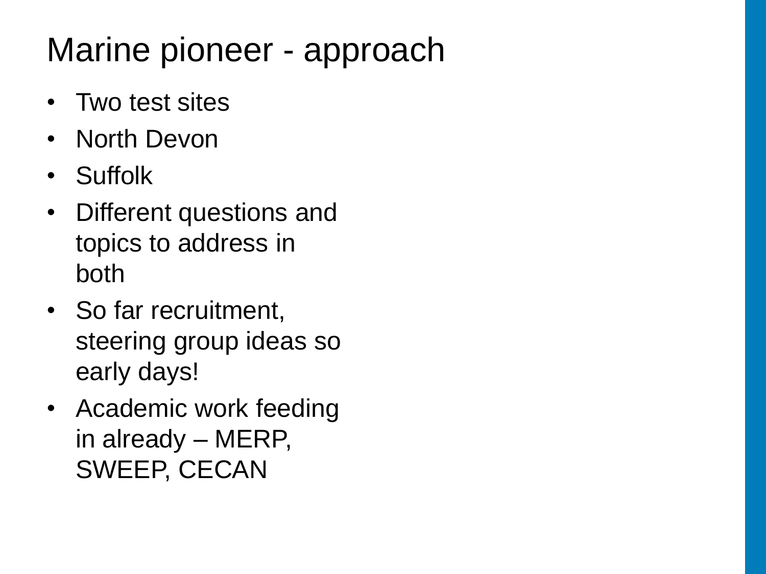# Marine pioneer - approach

- Two test sites
- North Devon
- Suffolk
- Different questions and topics to address in both
- So far recruitment, steering group ideas so early days!
- Academic work feeding in already – MERP, SWEEP, CECAN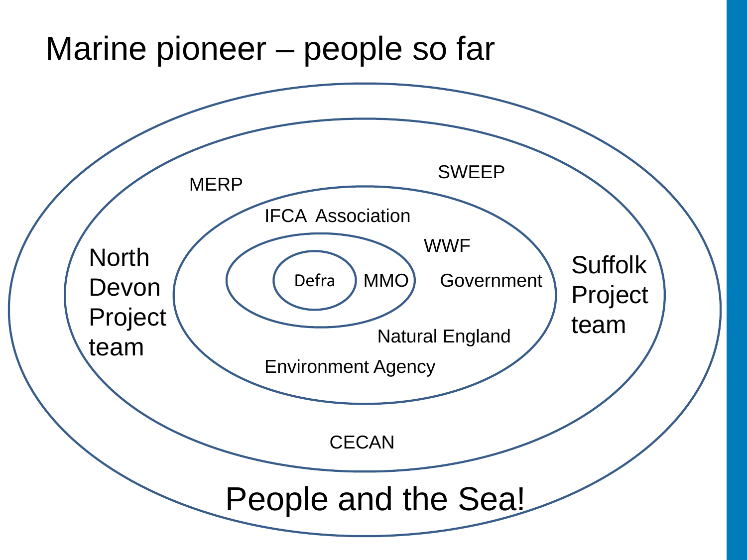# Marine pioneer – people so far

Defra

MMO

IFCA Association

WWF

Government

Natural England

Environment Agency

MERP

SWEEP

North Devon Project team

Suffolk Project team

CECAN

People and the Sea!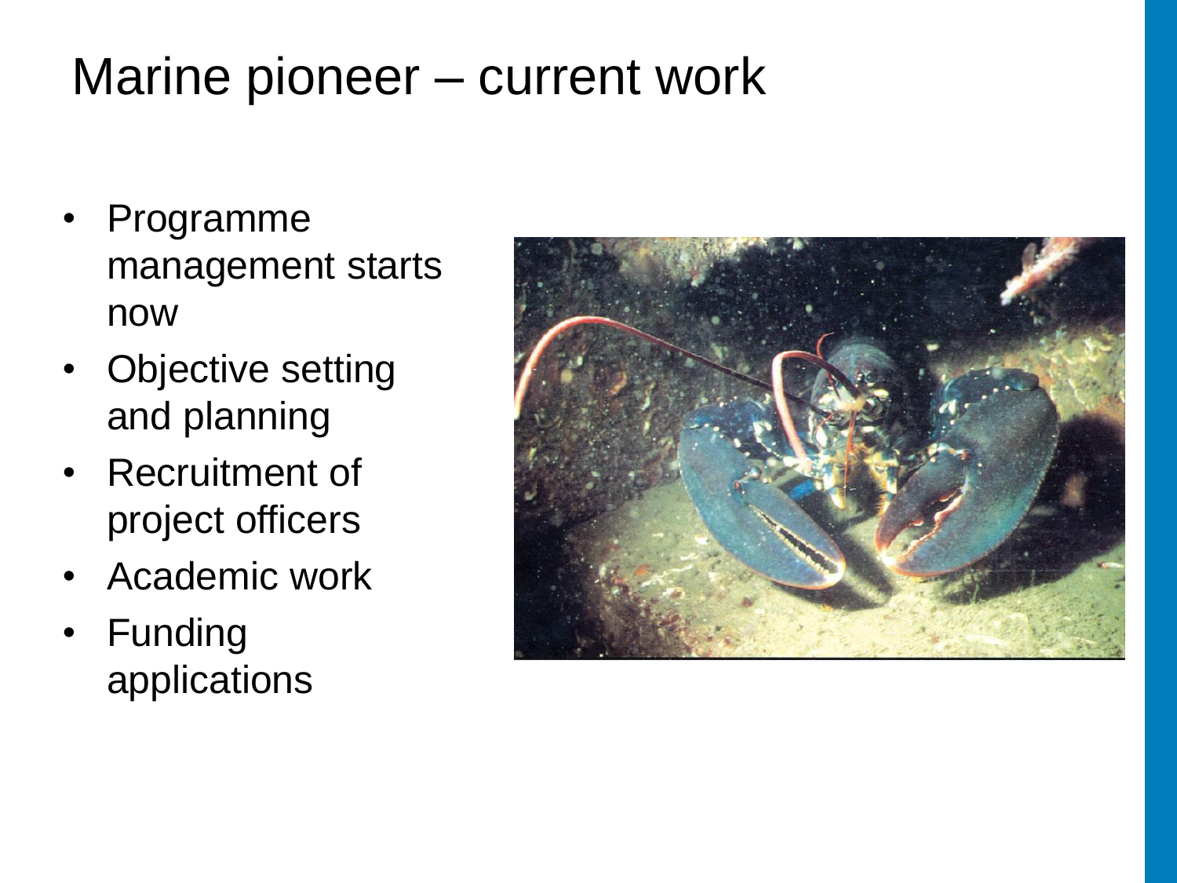# Marine pioneer – current work

- Programme management starts now
- Objective setting and planning
- Recruitment of project officers
- Academic work
- Funding applications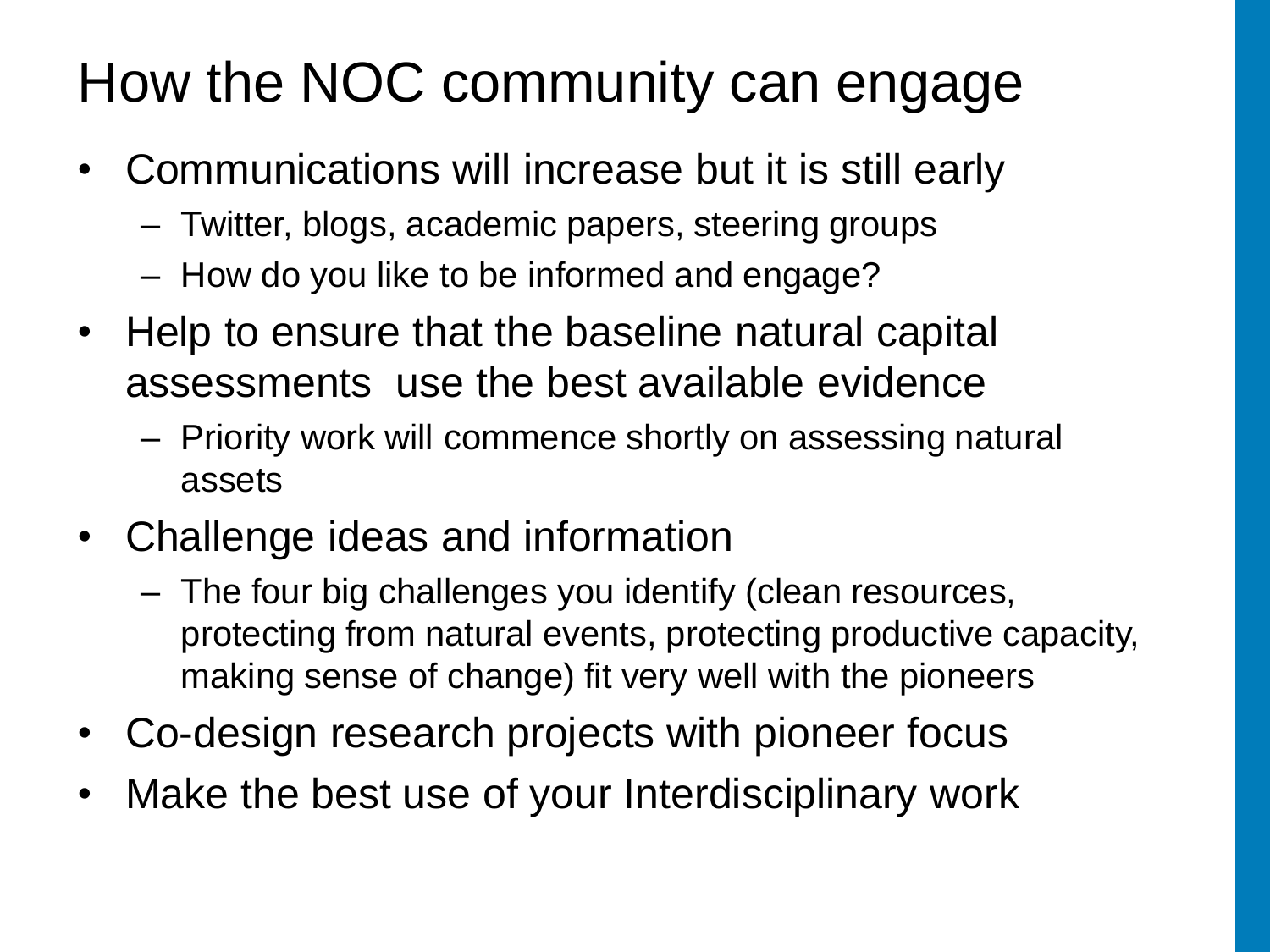# How the NOC community can engage

- Communications will increase but it is still early
  - Twitter, blogs, academic papers, steering groups
  - How do you like to be informed and engage?
- Help to ensure that the baseline natural capital assessments use the best available evidence
  - Priority work will commence shortly on assessing natural assets
- Challenge ideas and information
  - The four big challenges you identify (clean resources, protecting from natural events, protecting productive capacity, making sense of change) fit very well with the pioneers
- Co-design research projects with pioneer focus
- Make the best use of your Interdisciplinary work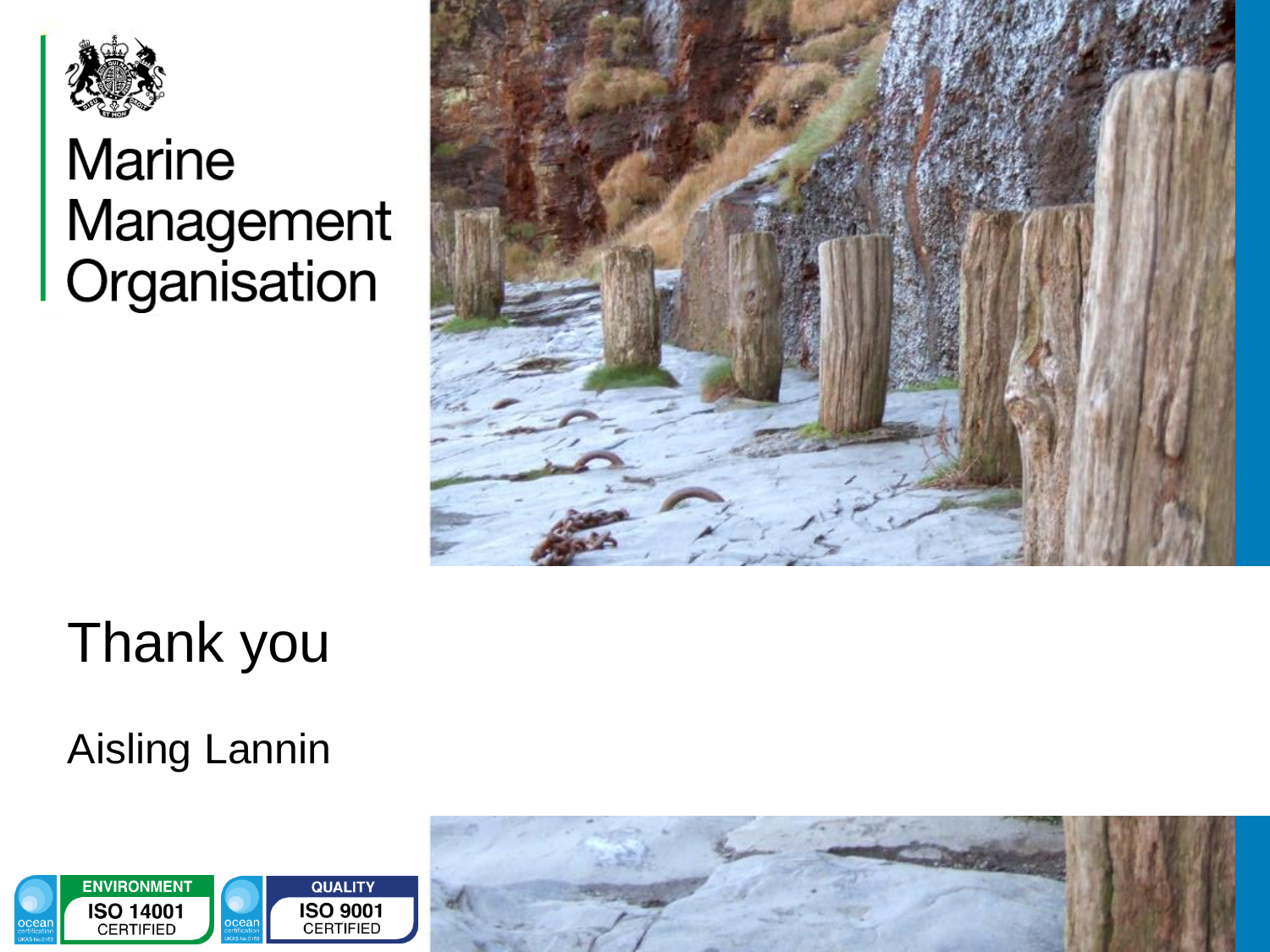Marine Management Organisation

# Thank you

Aisling Lannin

ENVIRONMENT ISO 14001 CERTIFIED

QUALITY ISO 9001 CERTIFIED